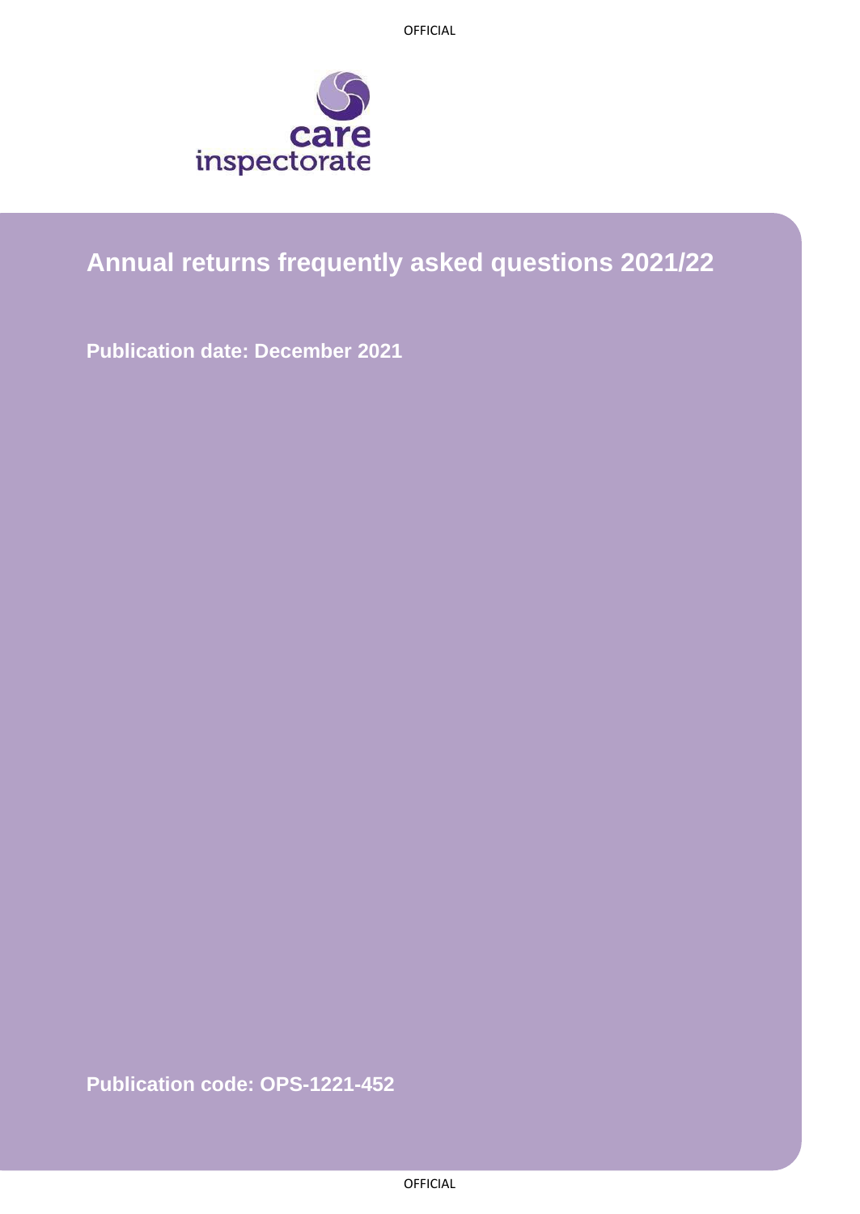care inspectorate

# Annual returns frequently asked questions 2021/22

**Publication date: December 2021**

**Publication code: OPS-1221-452**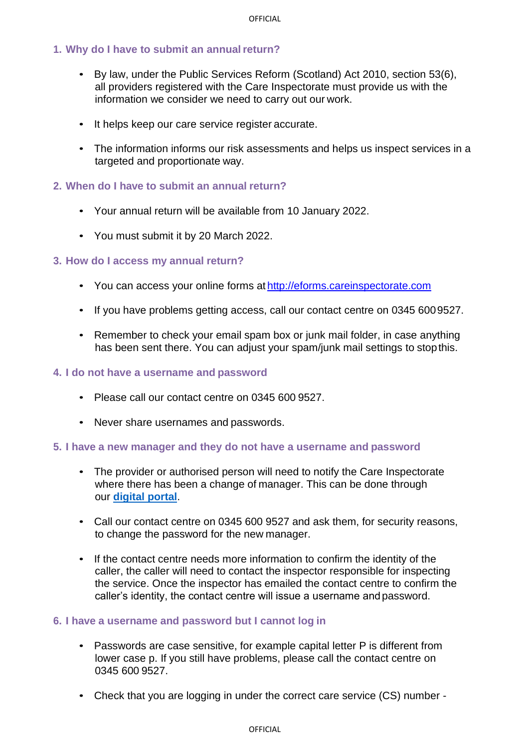## 1. Why do I have to submit an annual return?

- By law, under the Public Services Reform (Scotland) Act 2010, section 53(6), all providers registered with the Care Inspectorate must provide us with the information we consider we need to carry out our work.
- It helps keep our care service register accurate.
- The information informs our risk assessments and helps us inspect services in a targeted and proportionate way.

## 2. When do I have to submit an annual return?

- Your annual return will be available from 10 January 2022.
- You must submit it by 20 March 2022.

## 3. How do I access my annual return?

- You can access your online forms at [http://eforms.careinspectorate.com](http://eforms.careinspectorate.com)
- If you have problems getting access, call our contact centre on 0345 600 9527.
- Remember to check your email spam box or junk mail folder, in case anything has been sent there. You can adjust your spam/junk mail settings to stop this.

## 4. I do not have a username and password

- Please call our contact centre on 0345 600 9527.
- Never share usernames and passwords.

## 5. I have a new manager and they do not have a username and password

- The provider or authorised person will need to notify the Care Inspectorate where there has been a change of manager. This can be done through our **digital portal**.
- Call our contact centre on 0345 600 9527 and ask them, for security reasons, to change the password for the new manager.
- If the contact centre needs more information to confirm the identity of the caller, the caller will need to contact the inspector responsible for inspecting the service. Once the inspector has emailed the contact centre to confirm the caller's identity, the contact centre will issue a username and password.

## 6. I have a username and password but I cannot log in

- Passwords are case sensitive, for example capital letter P is different from lower case p. If you still have problems, please call the contact centre on 0345 600 9527.
- Check that you are logging in under the correct care service (CS) number -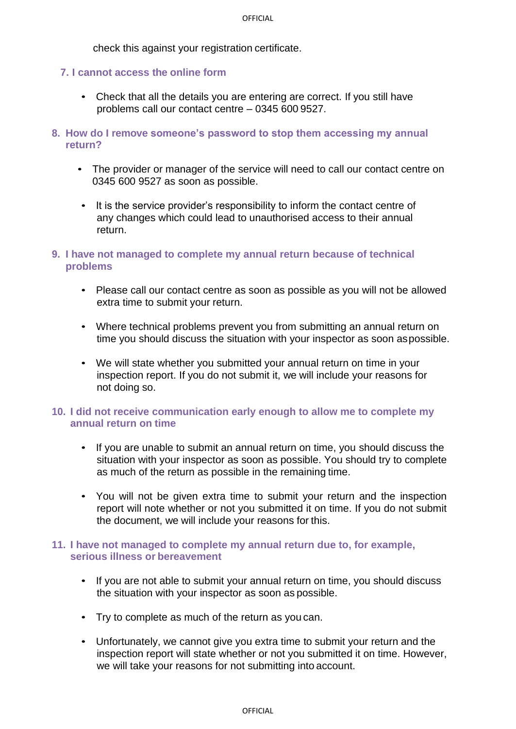check this against your registration certificate.

### 7. I cannot access the online form

- Check that all the details you are entering are correct. If you still have problems call our contact centre – 0345 600 9527.

### 8. How do I remove someone's password to stop them accessing my annual return?

- The provider or manager of the service will need to call our contact centre on 0345 600 9527 as soon as possible.

- It is the service provider's responsibility to inform the contact centre of any changes which could lead to unauthorised access to their annual return.

### 9. I have not managed to complete my annual return because of technical problems

- Please call our contact centre as soon as possible as you will not be allowed extra time to submit your return.

- Where technical problems prevent you from submitting an annual return on time you should discuss the situation with your inspector as soon as possible.

- We will state whether you submitted your annual return on time in your inspection report. If you do not submit it, we will include your reasons for not doing so.

### 10. I did not receive communication early enough to allow me to complete my annual return on time

- If you are unable to submit an annual return on time, you should discuss the situation with your inspector as soon as possible. You should try to complete as much of the return as possible in the remaining time.

- You will not be given extra time to submit your return and the inspection report will note whether or not you submitted it on time. If you do not submit the document, we will include your reasons for this.

### 11. I have not managed to complete my annual return due to, for example, serious illness or bereavement

- If you are not able to submit your annual return on time, you should discuss the situation with your inspector as soon as possible.

- Try to complete as much of the return as you can.

- Unfortunately, we cannot give you extra time to submit your return and the inspection report will state whether or not you submitted it on time. However, we will take your reasons for not submitting into account.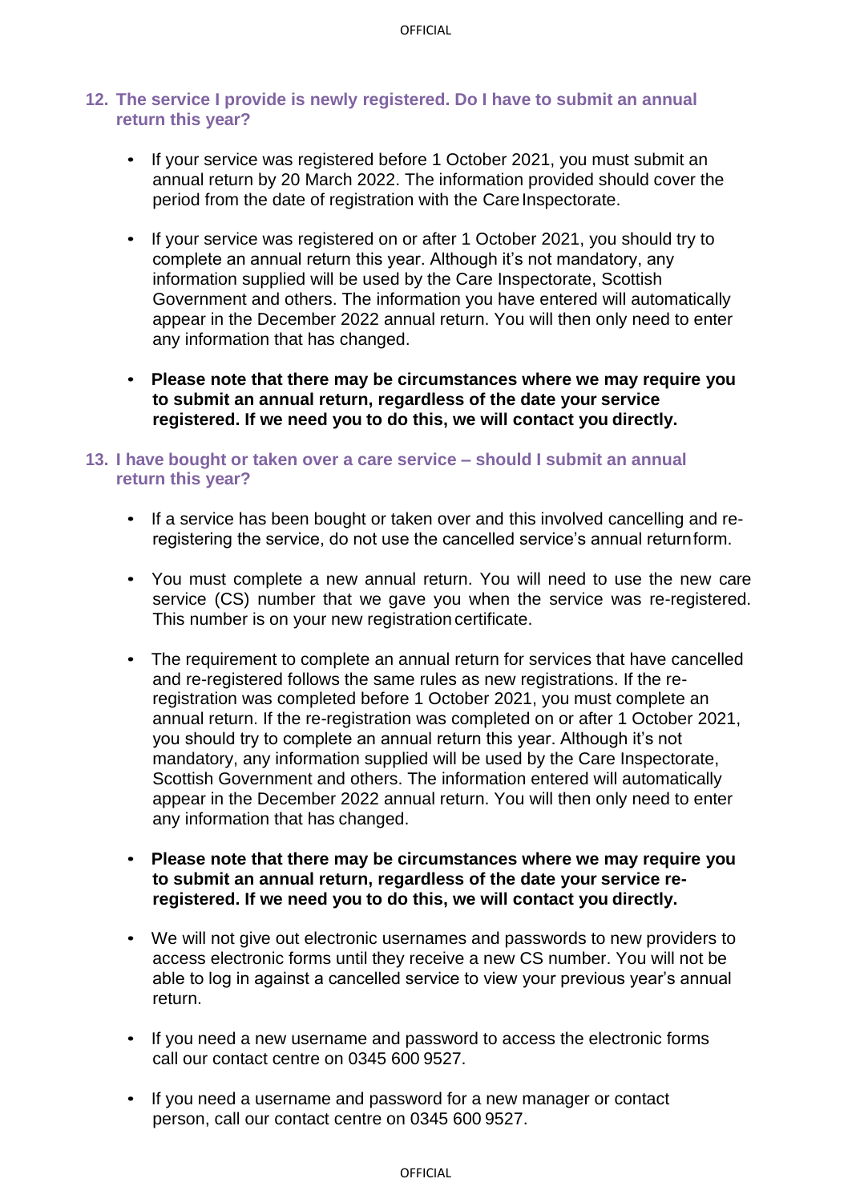## 12. The service I provide is newly registered. Do I have to submit an annual return this year?

- If your service was registered before 1 October 2021, you must submit an annual return by 20 March 2022. The information provided should cover the period from the date of registration with the Care Inspectorate.
- If your service was registered on or after 1 October 2021, you should try to complete an annual return this year. Although it's not mandatory, any information supplied will be used by the Care Inspectorate, Scottish Government and others. The information you have entered will automatically appear in the December 2022 annual return. You will then only need to enter any information that has changed.
- **Please note that there may be circumstances where we may require you to submit an annual return, regardless of the date your service registered. If we need you to do this, we will contact you directly.**

## 13. I have bought or taken over a care service – should I submit an annual return this year?

- If a service has been bought or taken over and this involved cancelling and re-registering the service, do not use the cancelled service's annual return form.
- You must complete a new annual return. You will need to use the new care service (CS) number that we gave you when the service was re-registered. This number is on your new registration certificate.
- The requirement to complete an annual return for services that have cancelled and re-registered follows the same rules as new registrations. If the re-registration was completed before 1 October 2021, you must complete an annual return. If the re-registration was completed on or after 1 October 2021, you should try to complete an annual return this year. Although it's not mandatory, any information supplied will be used by the Care Inspectorate, Scottish Government and others. The information entered will automatically appear in the December 2022 annual return. You will then only need to enter any information that has changed.
- **Please note that there may be circumstances where we may require you to submit an annual return, regardless of the date your service re-registered. If we need you to do this, we will contact you directly.**
- We will not give out electronic usernames and passwords to new providers to access electronic forms until they receive a new CS number. You will not be able to log in against a cancelled service to view your previous year's annual return.
- If you need a new username and password to access the electronic forms call our contact centre on 0345 600 9527.
- If you need a username and password for a new manager or contact person, call our contact centre on 0345 600 9527.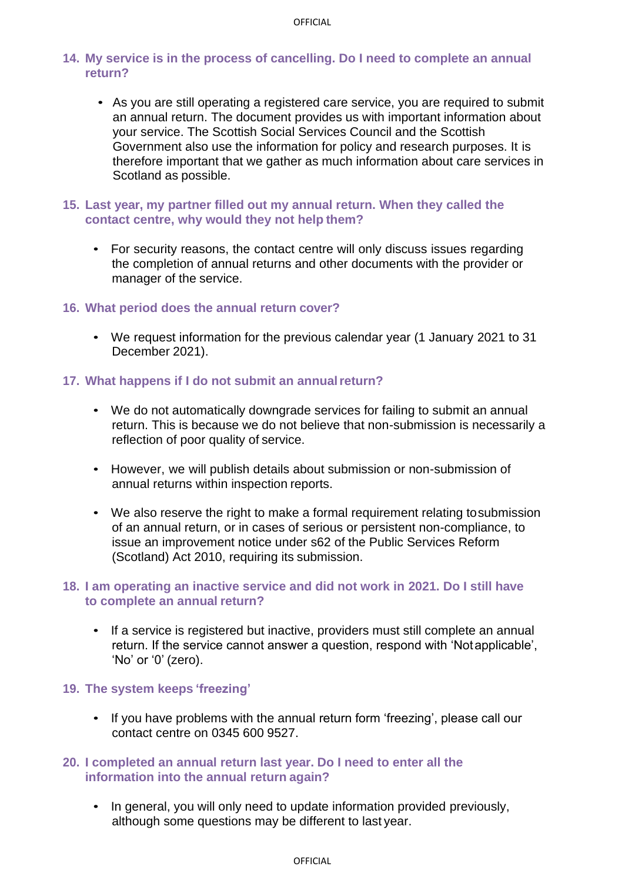### 14. My service is in the process of cancelling. Do I need to complete an annual return?

- As you are still operating a registered care service, you are required to submit an annual return. The document provides us with important information about your service. The Scottish Social Services Council and the Scottish Government also use the information for policy and research purposes. It is therefore important that we gather as much information about care services in Scotland as possible.

### 15. Last year, my partner filled out my annual return. When they called the contact centre, why would they not help them?

- For security reasons, the contact centre will only discuss issues regarding the completion of annual returns and other documents with the provider or manager of the service.

### 16. What period does the annual return cover?

- We request information for the previous calendar year (1 January 2021 to 31 December 2021).

### 17. What happens if I do not submit an annual return?

- We do not automatically downgrade services for failing to submit an annual return. This is because we do not believe that non-submission is necessarily a reflection of poor quality of service.

- However, we will publish details about submission or non-submission of annual returns within inspection reports.

- We also reserve the right to make a formal requirement relating to submission of an annual return, or in cases of serious or persistent non-compliance, to issue an improvement notice under s62 of the Public Services Reform (Scotland) Act 2010, requiring its submission.

### 18. I am operating an inactive service and did not work in 2021. Do I still have to complete an annual return?

- If a service is registered but inactive, providers must still complete an annual return. If the service cannot answer a question, respond with 'Not applicable', 'No' or '0' (zero).

### 19. The system keeps 'freezing'

- If you have problems with the annual return form 'freezing', please call our contact centre on 0345 600 9527.

### 20. I completed an annual return last year. Do I need to enter all the information into the annual return again?

- In general, you will only need to update information provided previously, although some questions may be different to last year.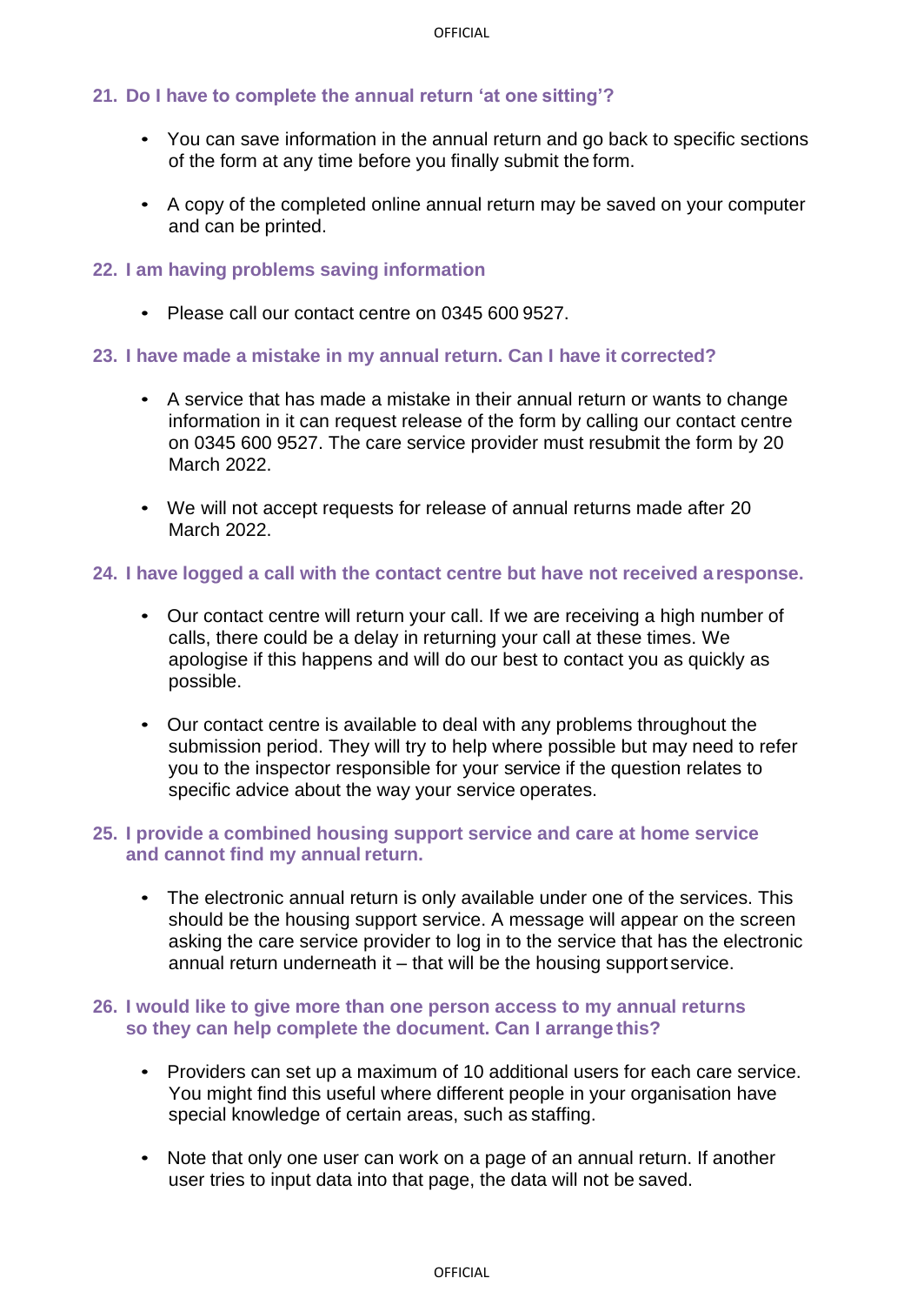### 21. Do I have to complete the annual return 'at one sitting'?

- You can save information in the annual return and go back to specific sections of the form at any time before you finally submit the form.
- A copy of the completed online annual return may be saved on your computer and can be printed.

### 22. I am having problems saving information

- Please call our contact centre on 0345 600 9527.

### 23. I have made a mistake in my annual return. Can I have it corrected?

- A service that has made a mistake in their annual return or wants to change information in it can request release of the form by calling our contact centre on 0345 600 9527. The care service provider must resubmit the form by 20 March 2022.
- We will not accept requests for release of annual returns made after 20 March 2022.

### 24. I have logged a call with the contact centre but have not received a response.

- Our contact centre will return your call. If we are receiving a high number of calls, there could be a delay in returning your call at these times. We apologise if this happens and will do our best to contact you as quickly as possible.
- Our contact centre is available to deal with any problems throughout the submission period. They will try to help where possible but may need to refer you to the inspector responsible for your service if the question relates to specific advice about the way your service operates.

### 25. I provide a combined housing support service and care at home service and cannot find my annual return.

- The electronic annual return is only available under one of the services. This should be the housing support service. A message will appear on the screen asking the care service provider to log in to the service that has the electronic annual return underneath it – that will be the housing support service.

### 26. I would like to give more than one person access to my annual returns so they can help complete the document. Can I arrange this?

- Providers can set up a maximum of 10 additional users for each care service. You might find this useful where different people in your organisation have special knowledge of certain areas, such as staffing.
- Note that only one user can work on a page of an annual return. If another user tries to input data into that page, the data will not be saved.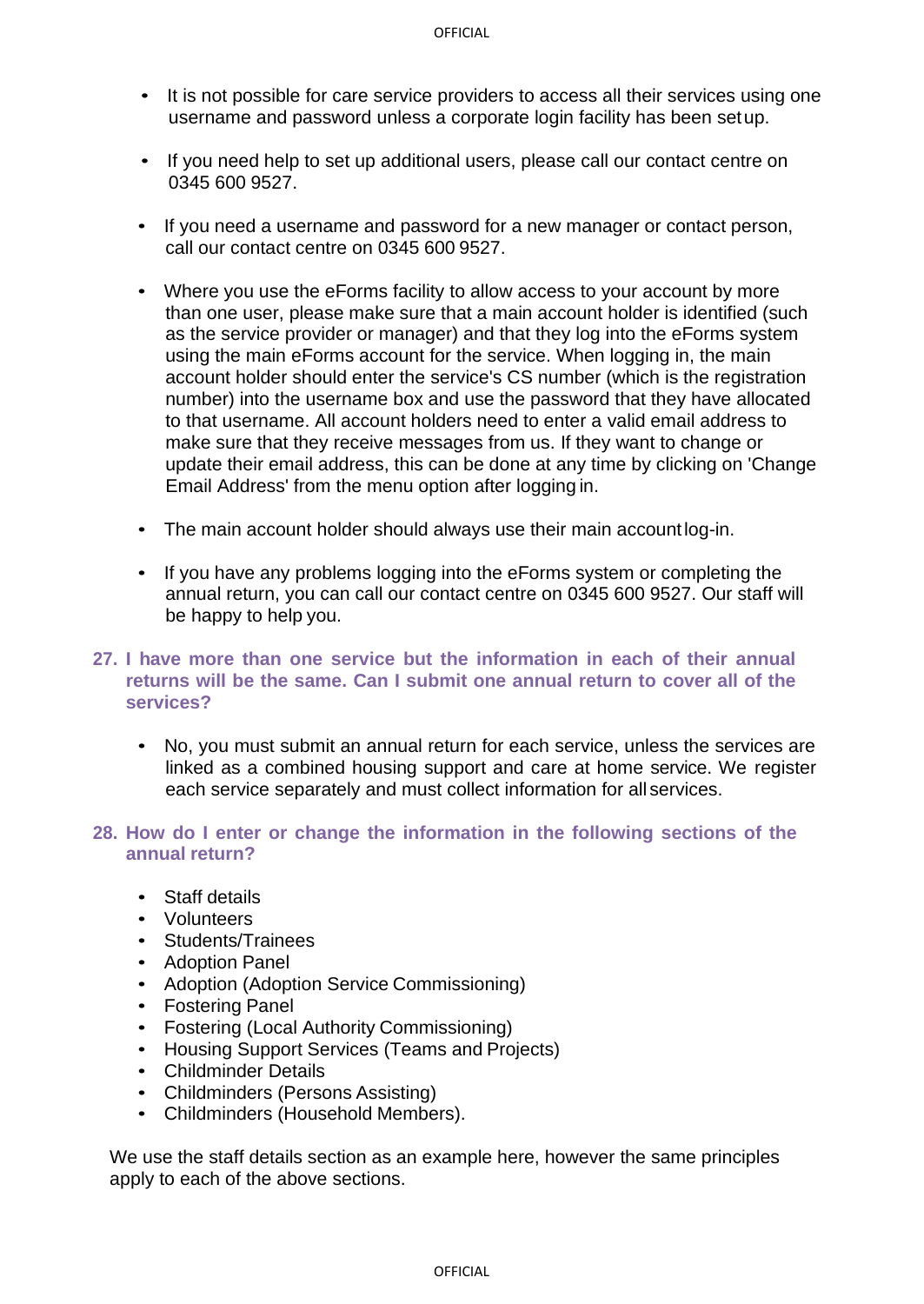- It is not possible for care service providers to access all their services using one username and password unless a corporate login facility has been set up.

- If you need help to set up additional users, please call our contact centre on 0345 600 9527.

- If you need a username and password for a new manager or contact person, call our contact centre on 0345 600 9527.

- Where you use the eForms facility to allow access to your account by more than one user, please make sure that a main account holder is identified (such as the service provider or manager) and that they log into the eForms system using the main eForms account for the service. When logging in, the main account holder should enter the service's CS number (which is the registration number) into the username box and use the password that they have allocated to that username. All account holders need to enter a valid email address to make sure that they receive messages from us. If they want to change or update their email address, this can be done at any time by clicking on 'Change Email Address' from the menu option after logging in.

- The main account holder should always use their main account log-in.

- If you have any problems logging into the eForms system or completing the annual return, you can call our contact centre on 0345 600 9527. Our staff will be happy to help you.

### 27. I have more than one service but the information in each of their annual returns will be the same. Can I submit one annual return to cover all of the services?

- No, you must submit an annual return for each service, unless the services are linked as a combined housing support and care at home service. We register each service separately and must collect information for all services.

### 28. How do I enter or change the information in the following sections of the annual return?

- Staff details
- Volunteers
- Students/Trainees
- Adoption Panel
- Adoption (Adoption Service Commissioning)
- Fostering Panel
- Fostering (Local Authority Commissioning)
- Housing Support Services (Teams and Projects)
- Childminder Details
- Childminders (Persons Assisting)
- Childminders (Household Members).

We use the staff details section as an example here, however the same principles apply to each of the above sections.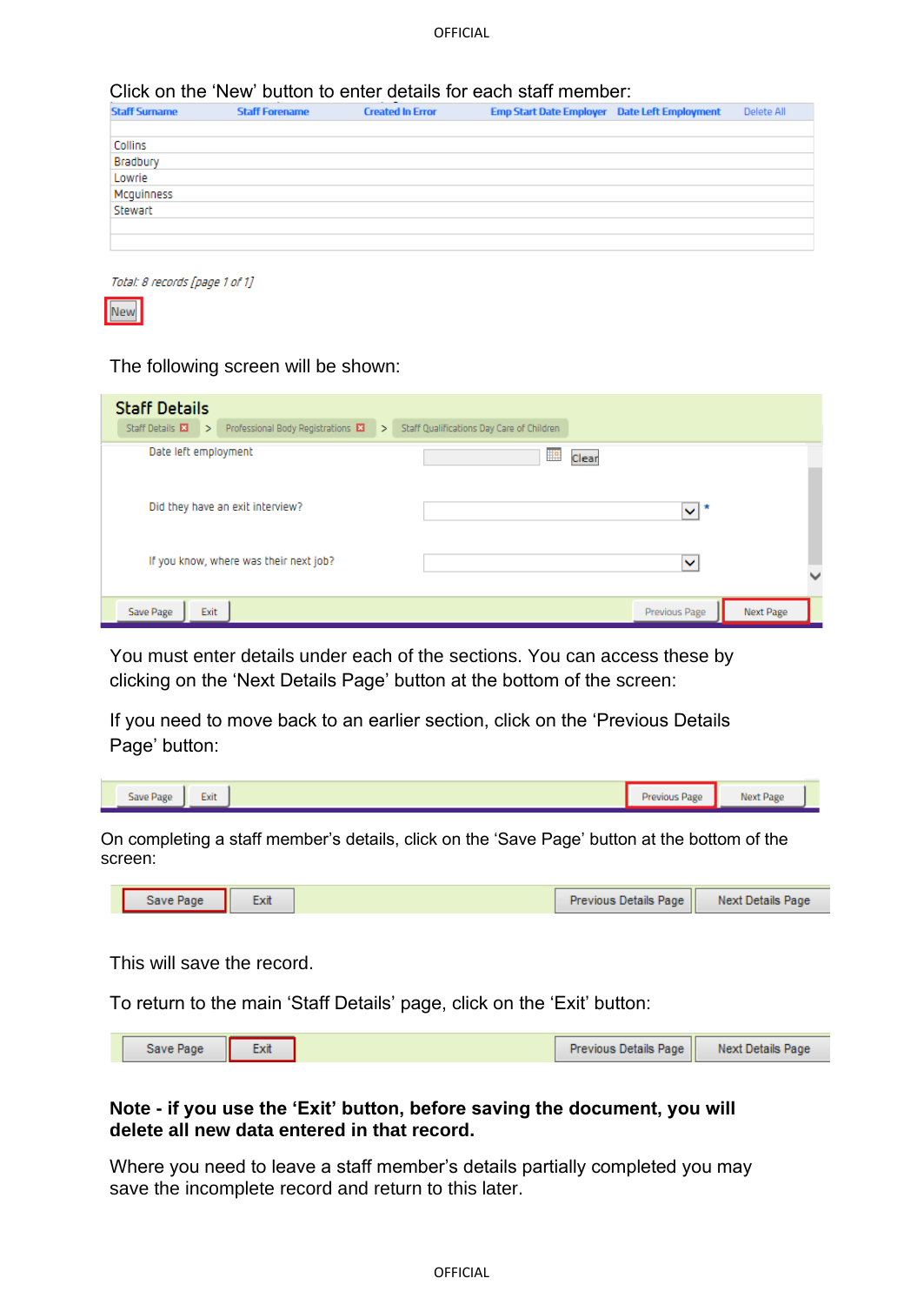Click on the ‘New’ button to enter details for each staff member:

| Staff Surname | Staff Forename | Created In Error | Emp Start Date Employer | Date Left Employment | Delete All |
|---|---|---|---|---|---|
| | | | | | |
| Collins | | | | | |
| Bradbury | | | | | |
| Lowrie | | | | | |
| Mcguinness | | | | | |
| Stewart | | | | | |

*Total: 8 records [page 1 of 1]*

New

The following screen will be shown:

**Staff Details**

Staff Details > Professional Body Registrations > Staff Qualifications Day Care of Children

Date left employment — Clear

Did they have an exit interview? *

If you know, where was their next job?

Save Page | Exit | Previous Page | Next Page

You must enter details under each of the sections. You can access these by clicking on the ‘Next Details Page’ button at the bottom of the screen:

If you need to move back to an earlier section, click on the ‘Previous Details Page’ button:

Save Page | Exit | Previous Page | Next Page

On completing a staff member’s details, click on the ‘Save Page’ button at the bottom of the screen:

Save Page | Exit | Previous Details Page | Next Details Page

This will save the record.

To return to the main ‘Staff Details’ page, click on the ‘Exit’ button:

Save Page | Exit | Previous Details Page | Next Details Page

**Note - if you use the ‘Exit’ button, before saving the document, you will delete all new data entered in that record.**

Where you need to leave a staff member’s details partially completed you may save the incomplete record and return to this later.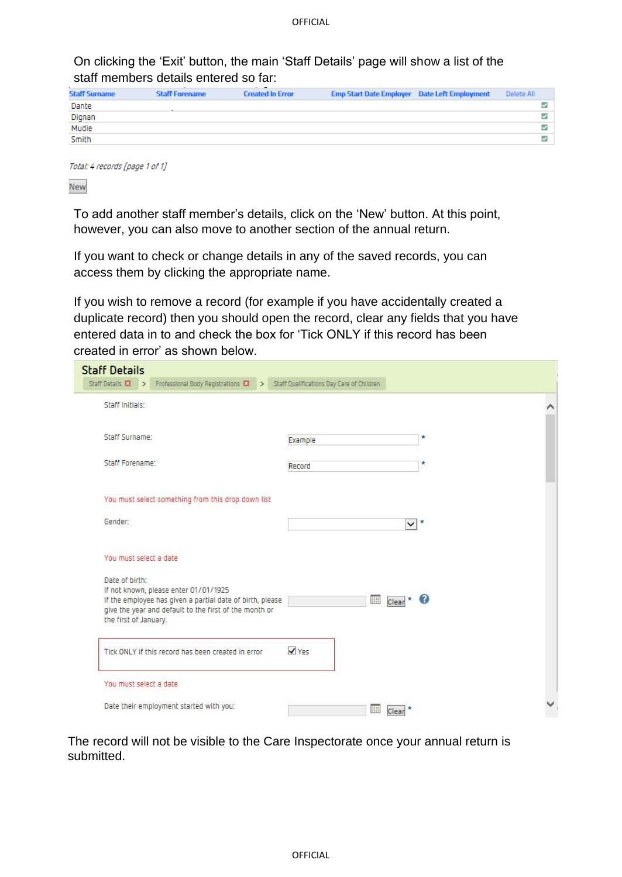On clicking the 'Exit' button, the main 'Staff Details' page will show a list of the staff members details entered so far:

| Staff Surname | Staff Forename | Created In Error | Emp Start Date Employer | Date Left Employment | Delete All |
|---|---|---|---|---|---|
| Dante | | | | | ☑ |
| Dignan | | | | | ☑ |
| Mudie | | | | | ☑ |
| Smith | | | | | ☑ |

*Total: 4 records [page 1 of 1]*

New

To add another staff member's details, click on the 'New' button. At this point, however, you can also move to another section of the annual return.

If you want to check or change details in any of the saved records, you can access them by clicking the appropriate name.

If you wish to remove a record (for example if you have accidentally created a duplicate record) then you should open the record, clear any fields that you have entered data in to and check the box for 'Tick ONLY if this record has been created in error' as shown below.

**Staff Details**

Staff Details > Professional Body Registrations > Staff Qualifications Day Care of Children

Staff Initials:

Staff Surname: Example *

Staff Forename: Record *

You must select something from this drop down list

Gender: *

You must select a date

Date of birth:
If not known, please enter 01/01/1925
If the employee has given a partial date of birth, please give the year and default to the first of the month or the first of January.
Clear *

Tick ONLY if this record has been created in error ☑ Yes

You must select a date

Date their employment started with you: Clear *

The record will not be visible to the Care Inspectorate once your annual return is submitted.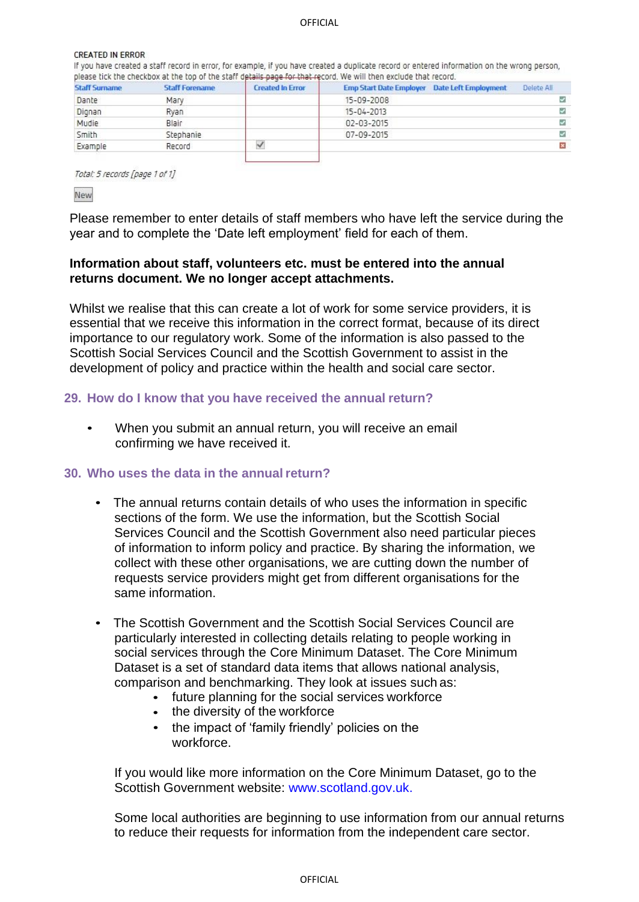CREATED IN ERROR

If you have created a staff record in error, for example, if you have created a duplicate record or entered information on the wrong person, please tick the checkbox at the top of the staff details page for that record. We will then exclude that record.

| Staff Surname | Staff Forename | Created In Error | Emp Start Date Employer | Date Left Employment | Delete All |
|---|---|---|---|---|---|
| Dante | Mary | | 15-09-2008 | | ☑ |
| Dignan | Ryan | | 15-04-2013 | | ☑ |
| Mudie | Blair | | 02-03-2015 | | ☑ |
| Smith | Stephanie | | 07-09-2015 | | ☑ |
| Example | Record | ☑ | | | ☒ |

*Total: 5 records [page 1 of 1]*

New

Please remember to enter details of staff members who have left the service during the year and to complete the 'Date left employment' field for each of them.

**Information about staff, volunteers etc. must be entered into the annual returns document. We no longer accept attachments.**

Whilst we realise that this can create a lot of work for some service providers, it is essential that we receive this information in the correct format, because of its direct importance to our regulatory work. Some of the information is also passed to the Scottish Social Services Council and the Scottish Government to assist in the development of policy and practice within the health and social care sector.

## 29. How do I know that you have received the annual return?

- When you submit an annual return, you will receive an email confirming we have received it.

## 30. Who uses the data in the annual return?

- The annual returns contain details of who uses the information in specific sections of the form. We use the information, but the Scottish Social Services Council and the Scottish Government also need particular pieces of information to inform policy and practice. By sharing the information, we collect with these other organisations, we are cutting down the number of requests service providers might get from different organisations for the same information.

- The Scottish Government and the Scottish Social Services Council are particularly interested in collecting details relating to people working in social services through the Core Minimum Dataset. The Core Minimum Dataset is a set of standard data items that allows national analysis, comparison and benchmarking. They look at issues such as:
  - future planning for the social services workforce
  - the diversity of the workforce
  - the impact of 'family friendly' policies on the workforce.

  If you would like more information on the Core Minimum Dataset, go to the Scottish Government website: www.scotland.gov.uk.

  Some local authorities are beginning to use information from our annual returns to reduce their requests for information from the independent care sector.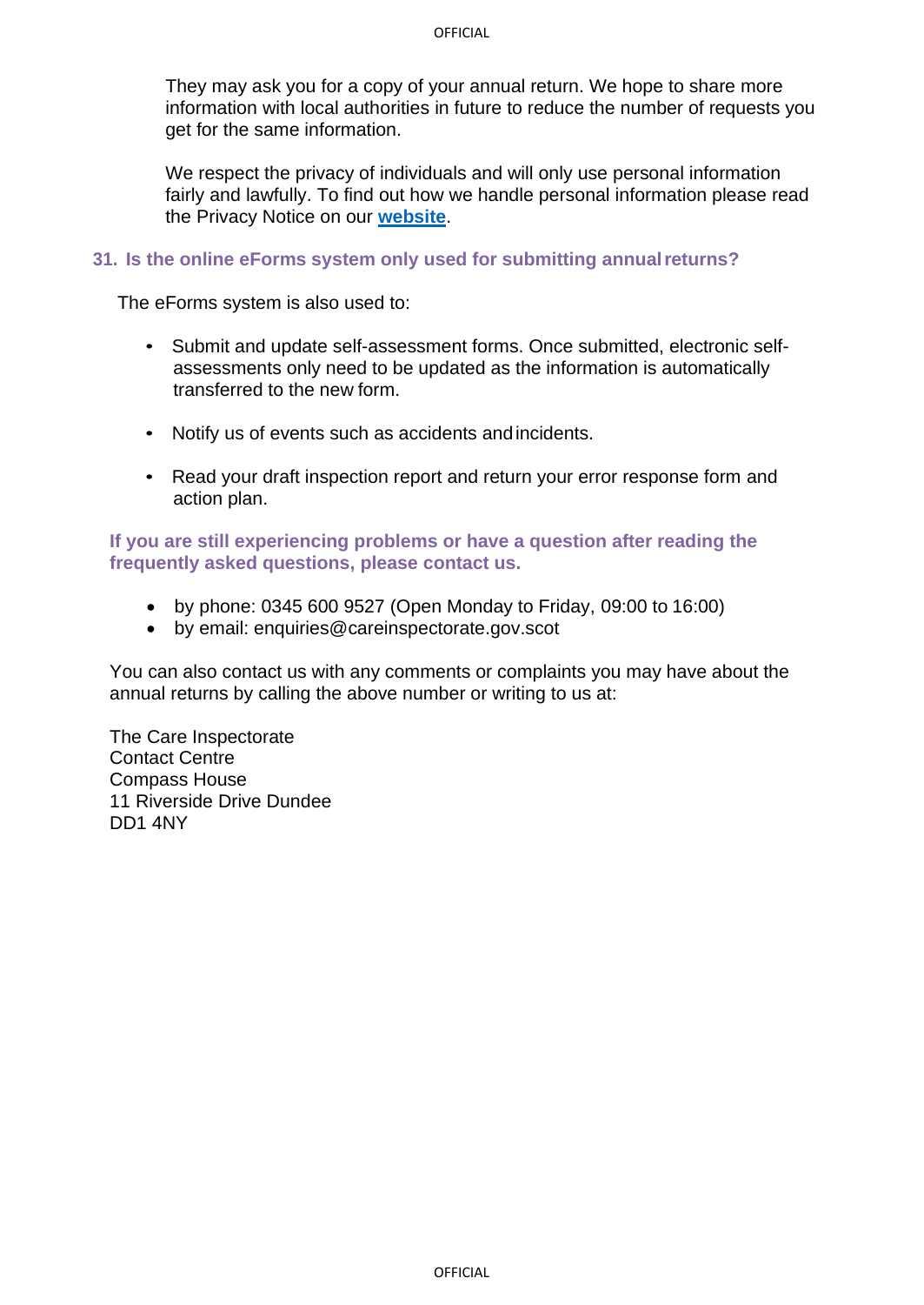They may ask you for a copy of your annual return. We hope to share more information with local authorities in future to reduce the number of requests you get for the same information.

We respect the privacy of individuals and will only use personal information fairly and lawfully. To find out how we handle personal information please read the Privacy Notice on our **website**.

### 31. Is the online eForms system only used for submitting annual returns?

The eForms system is also used to:

- Submit and update self-assessment forms. Once submitted, electronic self-assessments only need to be updated as the information is automatically transferred to the new form.
- Notify us of events such as accidents and incidents.
- Read your draft inspection report and return your error response form and action plan.

**If you are still experiencing problems or have a question after reading the frequently asked questions, please contact us.**

- by phone: 0345 600 9527 (Open Monday to Friday, 09:00 to 16:00)
- by email: enquiries@careinspectorate.gov.scot

You can also contact us with any comments or complaints you may have about the annual returns by calling the above number or writing to us at:

The Care Inspectorate  
Contact Centre  
Compass House  
11 Riverside Drive Dundee  
DD1 4NY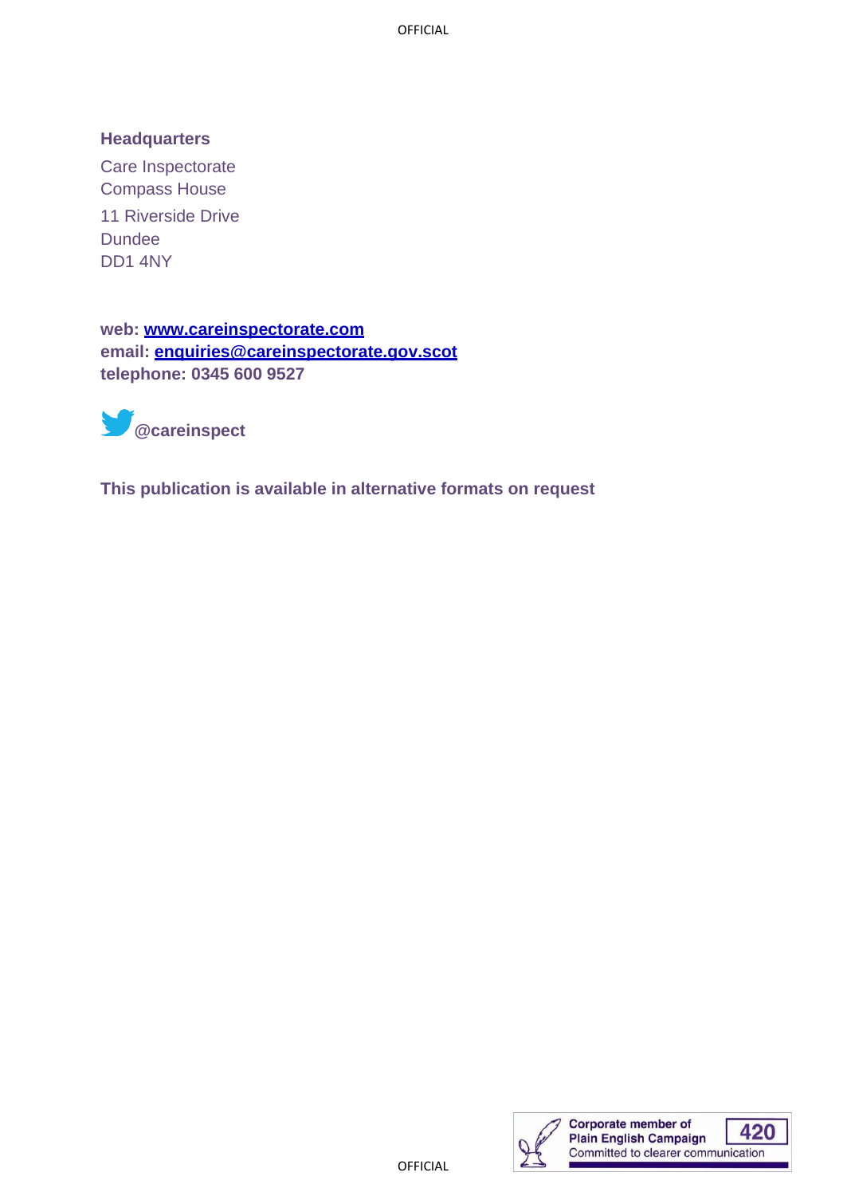**Headquarters**

Care Inspectorate
Compass House
11 Riverside Drive
Dundee
DD1 4NY

**web: www.careinspectorate.com**
**email: enquiries@careinspectorate.gov.scot**
**telephone: 0345 600 9527**

**@careinspect**

**This publication is available in alternative formats on request**

Corporate member of
Plain English Campaign
Committed to clearer communication
420